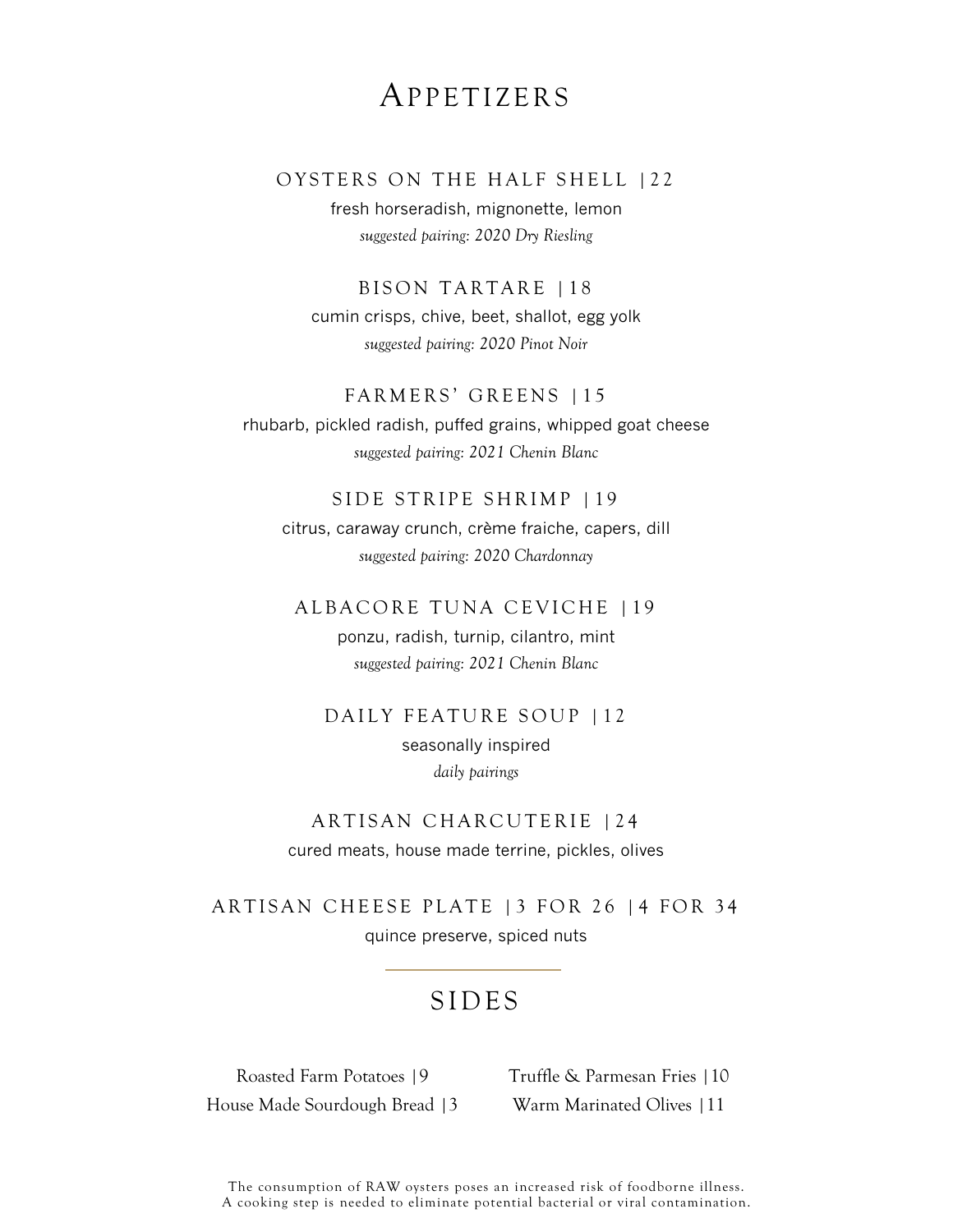# Appetizers

### OYSTERS ON THE HALF SHELL | 22

fresh horseradish, mignonette, lemon

*suggested pairing: 2020 Dry Riesling*

### BISON TARTARE | 18

cumin crisps, chive, beet, shallot, egg yolk

*suggested pairing: 2020 Pinot Noir*

### FARMERS' GREENS | 15

rhubarb, pickled radish, puffed grains, whipped goat cheese

*suggested pairing: 2021 Chenin Blanc*

### SIDE STRIPE SHRIMP | 19

citrus, caraway crunch, crème fraiche, capers, dill

*suggested pairing: 2020 Chardonnay*

### ALBACORE TUNA CEVICHE | 19

ponzu, radish, turnip, cilantro, mint

*suggested pairing: 2021 Chenin Blanc*

### DAILY FEATURE SOUP | 12

seasonally inspired

*daily pairings*

### ARTISAN CHARCUTERIE | 24

cured meats, house made terrine, pickles, olives

### ARTISAN CHEESE PLATE | 3 FOR 26 | 4 FOR 34

quince preserve, spiced nuts

# SIDES

Roasted Farm Potatoes | 9

Truffle & Parmesan Fries | 10

House Made Sourdough Bread | 3

Warm Marinated Olives | 11

The consumption of RAW oysters poses an increased risk of foodborne illness.
A cooking step is needed to eliminate potential bacterial or viral contamination.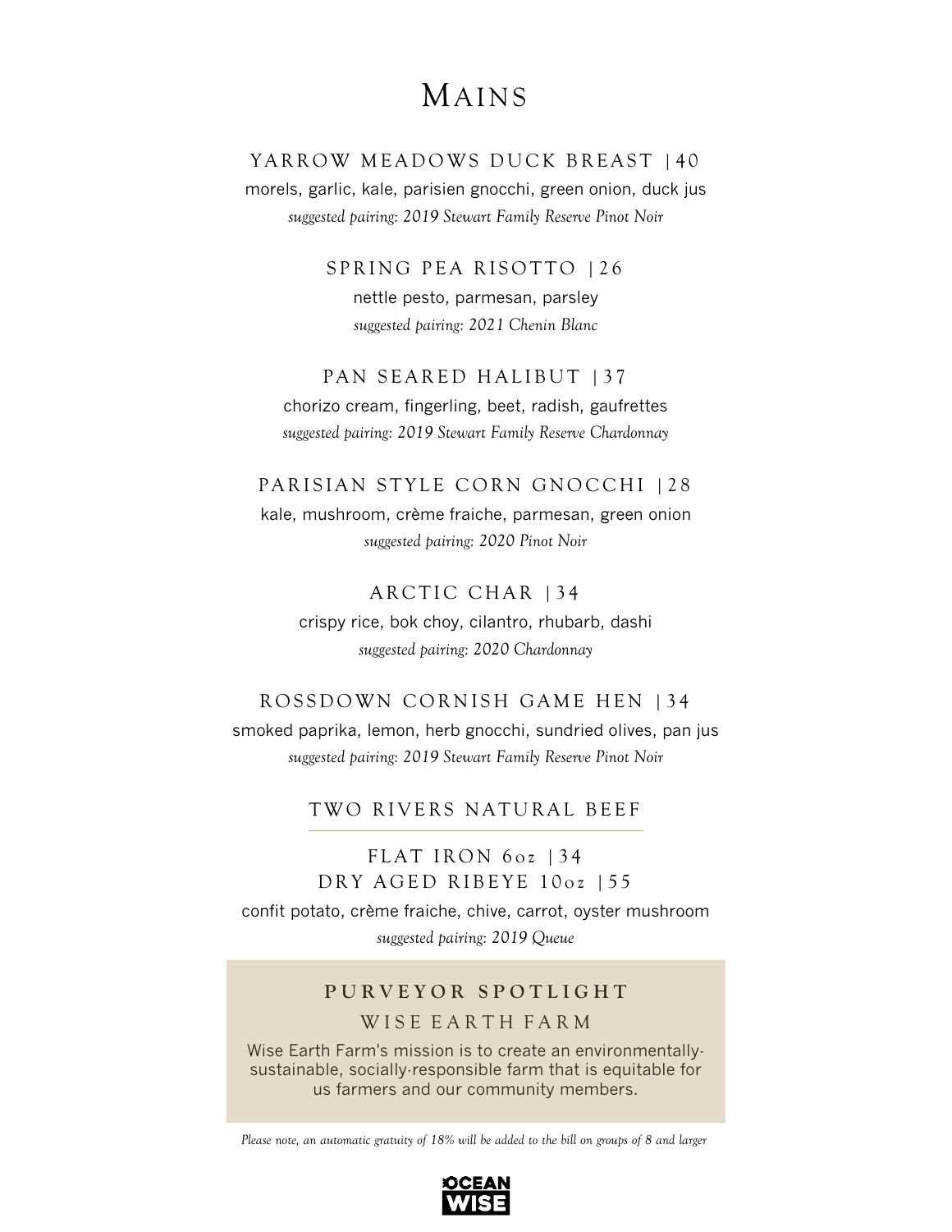# Mains

## YARROW MEADOWS DUCK BREAST | 40

morels, garlic, kale, parisien gnocchi, green onion, duck jus

*suggested pairing: 2019 Stewart Family Reserve Pinot Noir*

## SPRING PEA RISOTTO | 26

nettle pesto, parmesan, parsley

*suggested pairing: 2021 Chenin Blanc*

## PAN SEARED HALIBUT | 37

chorizo cream, fingerling, beet, radish, gaufrettes

*suggested pairing: 2019 Stewart Family Reserve Chardonnay*

## PARISIAN STYLE CORN GNOCCHI | 28

kale, mushroom, crème fraiche, parmesan, green onion

*suggested pairing: 2020 Pinot Noir*

## ARCTIC CHAR | 34

crispy rice, bok choy, cilantro, rhubarb, dashi

*suggested pairing: 2020 Chardonnay*

## ROSSDOWN CORNISH GAME HEN | 34

smoked paprika, lemon, herb gnocchi, sundried olives, pan jus

*suggested pairing: 2019 Stewart Family Reserve Pinot Noir*

## TWO RIVERS NATURAL BEEF

### FLAT IRON 6oz | 34
### DRY AGED RIBEYE 10oz | 55

confit potato, crème fraiche, chive, carrot, oyster mushroom

*suggested pairing: 2019 Queue*

**PURVEYOR SPOTLIGHT**

WISE EARTH FARM

Wise Earth Farm's mission is to create an environmentally-sustainable, socially-responsible farm that is equitable for us farmers and our community members.

*Please note, an automatic gratuity of 18% will be added to the bill on groups of 8 and larger*

OCEAN WISE